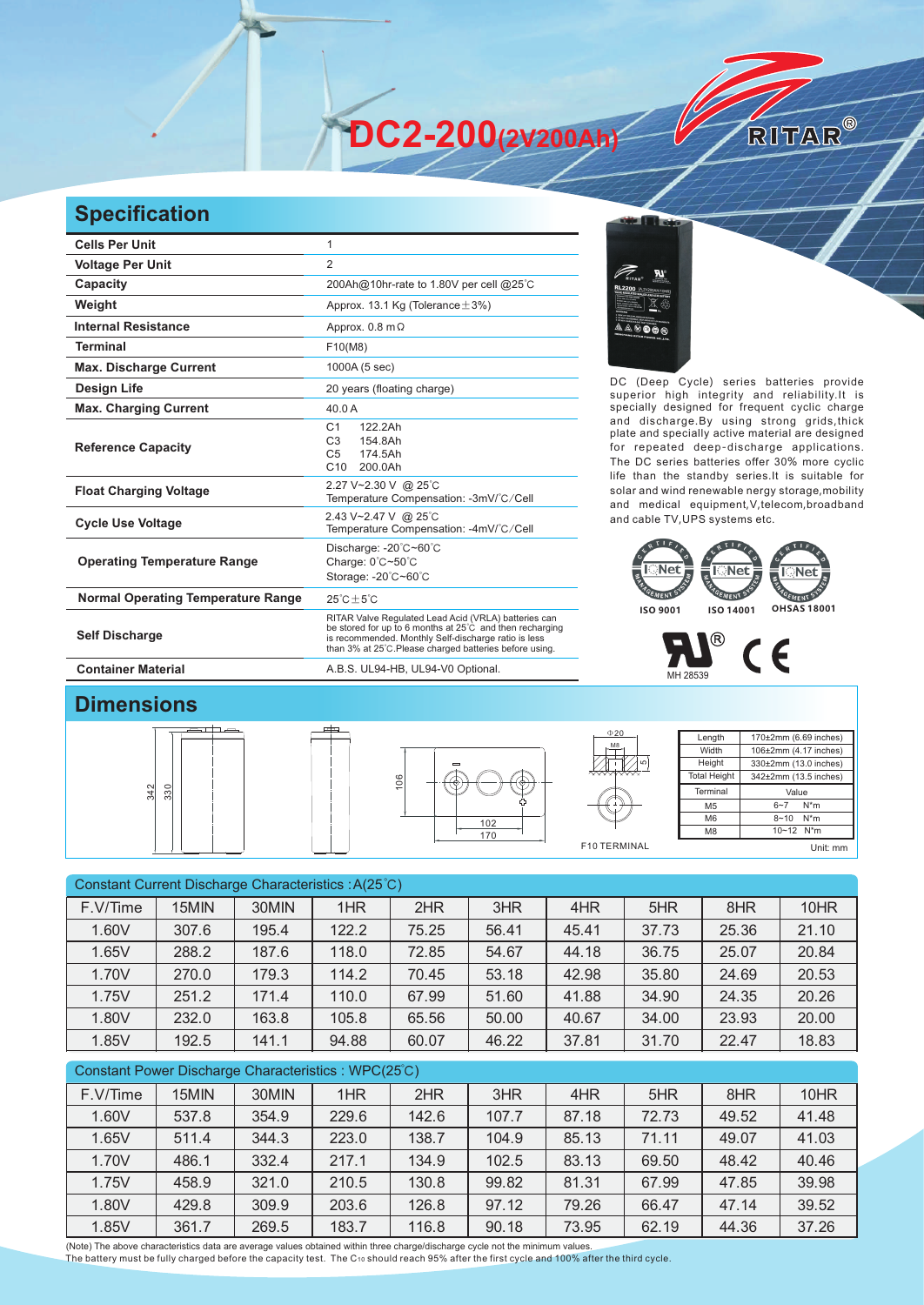# DC2-200(2V200Ah)

RITAR®

## Specification

| | |
|---|---|
| **Cells Per Unit** | 1 |
| **Voltage Per Unit** | 2 |
| **Capacity** | 200Ah@10hr-rate to 1.80V per cell @25°C |
| **Weight** | Approx. 13.1 Kg (Tolerance±3%) |
| **Internal Resistance** | Approx. 0.8 mΩ |
| **Terminal** | F10(M8) |
| **Max. Discharge Current** | 1000A (5 sec) |
| **Design Life** | 20 years (floating charge) |
| **Max. Charging Current** | 40.0 A |
| **Reference Capacity** | C1 122.2Ah<br>C3 154.8Ah<br>C5 174.5Ah<br>C10 200.0Ah |
| **Float Charging Voltage** | 2.27 V~2.30 V @ 25°C<br>Temperature Compensation: -3mV/°C/Cell |
| **Cycle Use Voltage** | 2.43 V~2.47 V @ 25°C<br>Temperature Compensation: -4mV/°C/Cell |
| **Operating Temperature Range** | Discharge: -20°C~60°C<br>Charge: 0°C~50°C<br>Storage: -20°C~60°C |
| **Normal Operating Temperature Range** | 25°C±5°C |
| **Self Discharge** | RITAR Valve Regulated Lead Acid (VRLA) batteries can be stored for up to 6 months at 25°C and then recharging is recommended. Monthly Self-discharge ratio is less than 3% at 25°C.Please charged batteries before using. |
| **Container Material** | A.B.S. UL94-HB, UL94-V0 Optional. |

DC (Deep Cycle) series batteries provide superior high integrity and reliability.It is specially designed for frequent cyclic charge and discharge.By using strong grids,thick plate and specially active material are designed for repeated deep-discharge applications. The DC series batteries offer 30% more cyclic life than the standby series.It is suitable for solar and wind renewable nergy storage,mobility and medical equipment,V,telecom,broadband and cable TV,UPS systems etc.

ISO 9001 ISO 14001 OHSAS 18001

MH 28539

## Dimensions

342 330 106 102 170 Φ20 M8 5 F10 TERMINAL

| Length | 170±2mm (6.69 inches) |
|---|---|
| Width | 106±2mm (4.17 inches) |
| Height | 330±2mm (13.0 inches) |
| Total Height | 342±2mm (13.5 inches) |

| Terminal | Value |
|---|---|
| M5 | 6~7 N*m |
| M6 | 8~10 N*m |
| M8 | 10~12 N*m |

Unit: mm

Constant Current Discharge Characteristics : A(25°C)

| F.V/Time | 15MIN | 30MIN | 1HR | 2HR | 3HR | 4HR | 5HR | 8HR | 10HR |
|---|---|---|---|---|---|---|---|---|---|
| 1.60V | 307.6 | 195.4 | 122.2 | 75.25 | 56.41 | 45.41 | 37.73 | 25.36 | 21.10 |
| 1.65V | 288.2 | 187.6 | 118.0 | 72.85 | 54.67 | 44.18 | 36.75 | 25.07 | 20.84 |
| 1.70V | 270.0 | 179.3 | 114.2 | 70.45 | 53.18 | 42.98 | 35.80 | 24.69 | 20.53 |
| 1.75V | 251.2 | 171.4 | 110.0 | 67.99 | 51.60 | 41.88 | 34.90 | 24.35 | 20.26 |
| 1.80V | 232.0 | 163.8 | 105.8 | 65.56 | 50.00 | 40.67 | 34.00 | 23.93 | 20.00 |
| 1.85V | 192.5 | 141.1 | 94.88 | 60.07 | 46.22 | 37.81 | 31.70 | 22.47 | 18.83 |

Constant Power Discharge Characteristics : WPC(25°C)

| F.V/Time | 15MIN | 30MIN | 1HR | 2HR | 3HR | 4HR | 5HR | 8HR | 10HR |
|---|---|---|---|---|---|---|---|---|---|
| 1.60V | 537.8 | 354.9 | 229.6 | 142.6 | 107.7 | 87.18 | 72.73 | 49.52 | 41.48 |
| 1.65V | 511.4 | 344.3 | 223.0 | 138.7 | 104.9 | 85.13 | 71.11 | 49.07 | 41.03 |
| 1.70V | 486.1 | 332.4 | 217.1 | 134.9 | 102.5 | 83.13 | 69.50 | 48.42 | 40.46 |
| 1.75V | 458.9 | 321.0 | 210.5 | 130.8 | 99.82 | 81.31 | 67.99 | 47.85 | 39.98 |
| 1.80V | 429.8 | 309.9 | 203.6 | 126.8 | 97.12 | 79.26 | 66.47 | 47.14 | 39.52 |
| 1.85V | 361.7 | 269.5 | 183.7 | 116.8 | 90.18 | 73.95 | 62.19 | 44.36 | 37.26 |

(Note) The above characteristics data are average values obtained within three charge/discharge cycle not the minimum values.
The battery must be fully charged before the capacity test. The $C_{10}$ should reach 95% after the first cycle and 100% after the third cycle.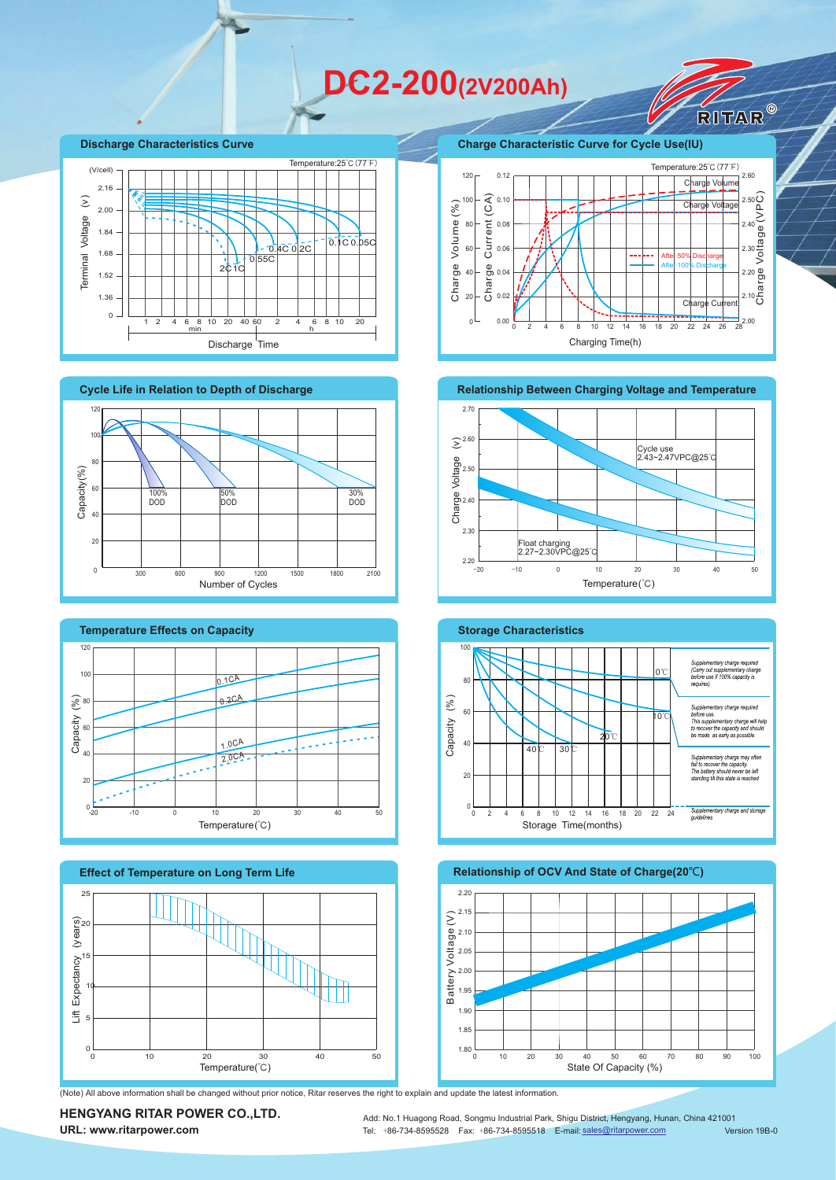# DC2-200(2V200Ah)

RITAR®

## Discharge Characteristics Curve

Temperature:25℃(77℉)

(V/cell)

Terminal Voltage (v)

2.16
2.00
1.84
1.68
1.52
1.36
0

1 2 4 6 8 10 20 40 60 2 4 6 8 10 20

min h

Discharge Time

2C 1C 0.55C 0.4C 0.2C 0.1C 0.05C

## Charge Characteristic Curve for Cycle Use(IU)

Temperature:25℃(77℉)

Charge Volume (%)

Charge Current (CA)

Charge Voltage (VPC)

120 100 80 60 40 20 0

0.12 0.10 0.08 0.06 0.04 0.02 0.00

2.60 2.50 2.40 2.30 2.20 2.10 2.00

0 2 4 6 8 10 12 14 16 18 20 22 24 26 28

Charging Time(h)

Charge Volume

Charge Voltage

Charge Current

After 50% Discharge

After 100% Discharge

## Cycle Life in Relation to Depth of Discharge

Capacity(%)

120 100 80 60 40 20 0

300 600 900 1200 1500 1800 2100

Number of Cycles

100% DOD

50% DOD

30% DOD

## Relationship Between Charging Voltage and Temperature

Charge Voltage (v)

2.70 2.60 2.50 2.40 2.30 2.20

−20 −10 0 10 20 30 40 50

Temperature(℃)

Cycle use
2.43~2.47VPC@25℃

Float charging
2.27~2.30VPC@25℃

## Temperature Effects on Capacity

Capacity (%)

120 100 80 60 40 20 0

-20 -10 0 10 20 30 40 50

Temperature(℃)

0.1CA

0.2CA

1.0CA

2.0CA

## Storage Characteristics

Capacity (%)

100 80 60 40 20 0

0 2 4 6 8 10 12 14 16 18 20 22 24

Storage Time(months)

0℃ 10℃ 20℃ 30℃ 40℃

Supplementary charge required (Carry out supplementary charge before use if 100% capacity is requires)

Supplementary charge required before use. This supplementary charge will help to recover the capacity and should be made as early as possible.

Supplementary charge may often fail to recover the capacity. The battery should never be left standing till this state is reached

Supplementary charge and storage guidelines

## Effect of Temperature on Long Term Life

Lift Expectancy (years)

25 20 15 10 5 0

0 10 20 30 40 50

Temperature(℃)

## Relationship of OCV And State of Charge(20℃)

Battery Voltage (V)

2.20 2.15 2.10 2.05 2.00 1.95 1.90 1.85 1.80

0 10 20 30 40 50 60 70 80 90 100

State Of Capacity (%)

(Note) All above information shall be changed without prior notice, Ritar reserves the right to explain and update the latest information.

**HENGYANG RITAR POWER CO.,LTD.**

**URL: www.ritarpower.com**

Add: No.1 Huagong Road, Songmu Industrial Park, Shigu District, Hengyang, Hunan, China 421001

Tel: +86-734-8595528 Fax: +86-734-8595518 E-mail: sales@ritarpower.com

Version 19B-0